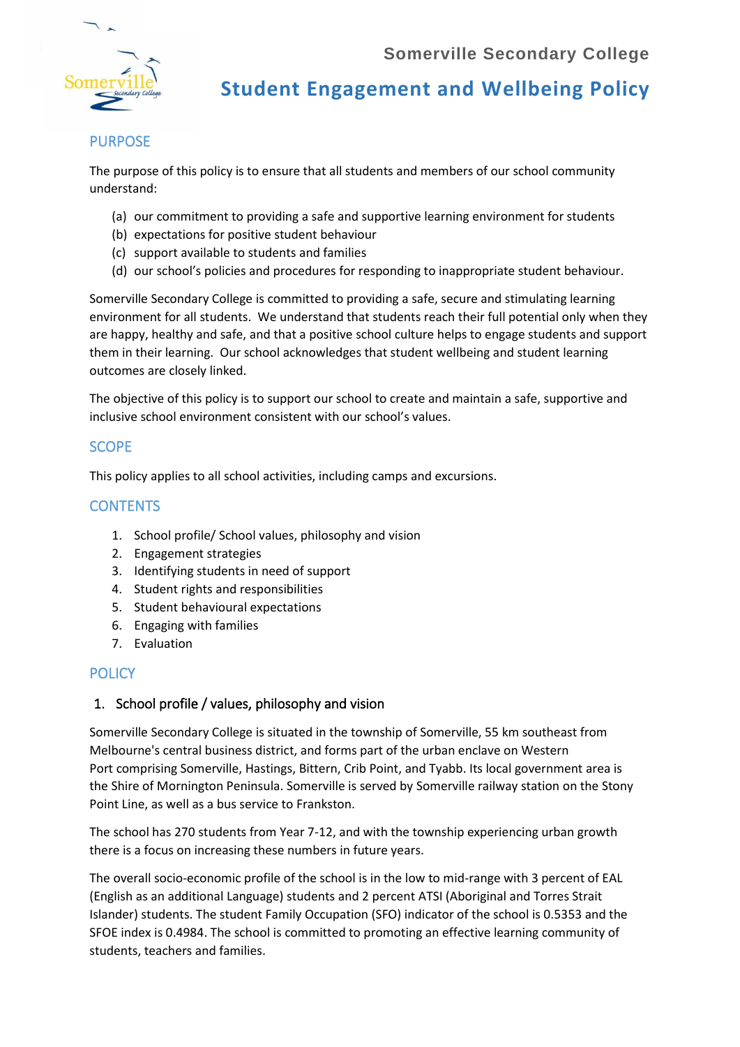Somerville Secondary College

# Student Engagement and Wellbeing Policy

## PURPOSE

The purpose of this policy is to ensure that all students and members of our school community understand:

(a) our commitment to providing a safe and supportive learning environment for students
(b) expectations for positive student behaviour
(c) support available to students and families
(d) our school's policies and procedures for responding to inappropriate student behaviour.

Somerville Secondary College is committed to providing a safe, secure and stimulating learning environment for all students. We understand that students reach their full potential only when they are happy, healthy and safe, and that a positive school culture helps to engage students and support them in their learning. Our school acknowledges that student wellbeing and student learning outcomes are closely linked.

The objective of this policy is to support our school to create and maintain a safe, supportive and inclusive school environment consistent with our school's values.

## SCOPE

This policy applies to all school activities, including camps and excursions.

## CONTENTS

1. School profile/ School values, philosophy and vision
2. Engagement strategies
3. Identifying students in need of support
4. Student rights and responsibilities
5. Student behavioural expectations
6. Engaging with families
7. Evaluation

## POLICY

### 1. School profile / values, philosophy and vision

Somerville Secondary College is situated in the township of Somerville, 55 km southeast from Melbourne's central business district, and forms part of the urban enclave on Western Port comprising Somerville, Hastings, Bittern, Crib Point, and Tyabb. Its local government area is the Shire of Mornington Peninsula. Somerville is served by Somerville railway station on the Stony Point Line, as well as a bus service to Frankston.

The school has 270 students from Year 7-12, and with the township experiencing urban growth there is a focus on increasing these numbers in future years.

The overall socio-economic profile of the school is in the low to mid-range with 3 percent of EAL (English as an additional Language) students and 2 percent ATSI (Aboriginal and Torres Strait Islander) students. The student Family Occupation (SFO) indicator of the school is 0.5353 and the SFOE index is 0.4984. The school is committed to promoting an effective learning community of students, teachers and families.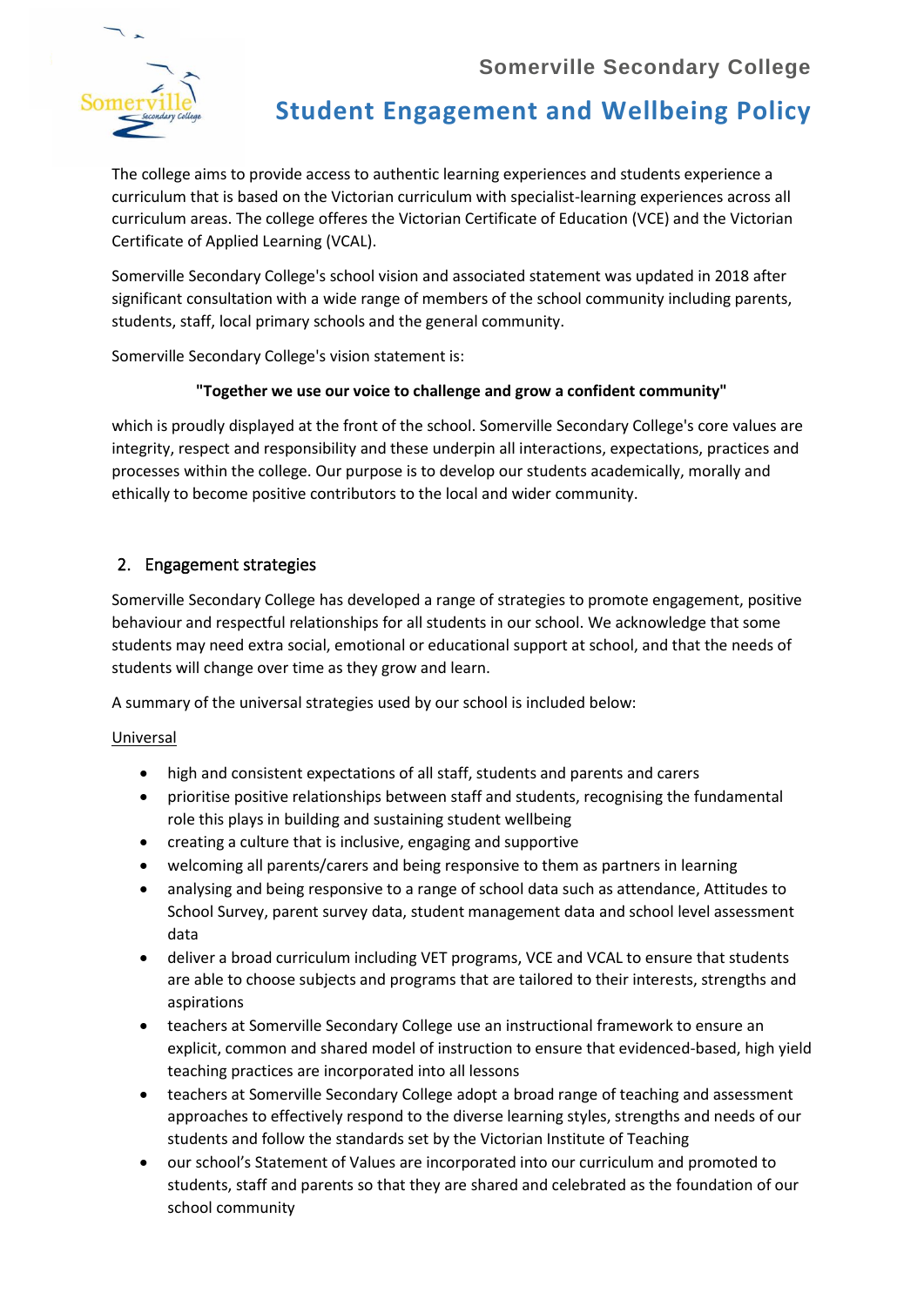The college aims to provide access to authentic learning experiences and students experience a curriculum that is based on the Victorian curriculum with specialist-learning experiences across all curriculum areas. The college offeres the Victorian Certificate of Education (VCE) and the Victorian Certificate of Applied Learning (VCAL).

Somerville Secondary College's school vision and associated statement was updated in 2018 after significant consultation with a wide range of members of the school community including parents, students, staff, local primary schools and the general community.

Somerville Secondary College's vision statement is:

**"Together we use our voice to challenge and grow a confident community"**

which is proudly displayed at the front of the school. Somerville Secondary College's core values are integrity, respect and responsibility and these underpin all interactions, expectations, practices and processes within the college. Our purpose is to develop our students academically, morally and ethically to become positive contributors to the local and wider community.

## 2. Engagement strategies

Somerville Secondary College has developed a range of strategies to promote engagement, positive behaviour and respectful relationships for all students in our school. We acknowledge that some students may need extra social, emotional or educational support at school, and that the needs of students will change over time as they grow and learn.

A summary of the universal strategies used by our school is included below:

<u>Universal</u>

- high and consistent expectations of all staff, students and parents and carers
- prioritise positive relationships between staff and students, recognising the fundamental role this plays in building and sustaining student wellbeing
- creating a culture that is inclusive, engaging and supportive
- welcoming all parents/carers and being responsive to them as partners in learning
- analysing and being responsive to a range of school data such as attendance, Attitudes to School Survey, parent survey data, student management data and school level assessment data
- deliver a broad curriculum including VET programs, VCE and VCAL to ensure that students are able to choose subjects and programs that are tailored to their interests, strengths and aspirations
- teachers at Somerville Secondary College use an instructional framework to ensure an explicit, common and shared model of instruction to ensure that evidenced-based, high yield teaching practices are incorporated into all lessons
- teachers at Somerville Secondary College adopt a broad range of teaching and assessment approaches to effectively respond to the diverse learning styles, strengths and needs of our students and follow the standards set by the Victorian Institute of Teaching
- our school's Statement of Values are incorporated into our curriculum and promoted to students, staff and parents so that they are shared and celebrated as the foundation of our school community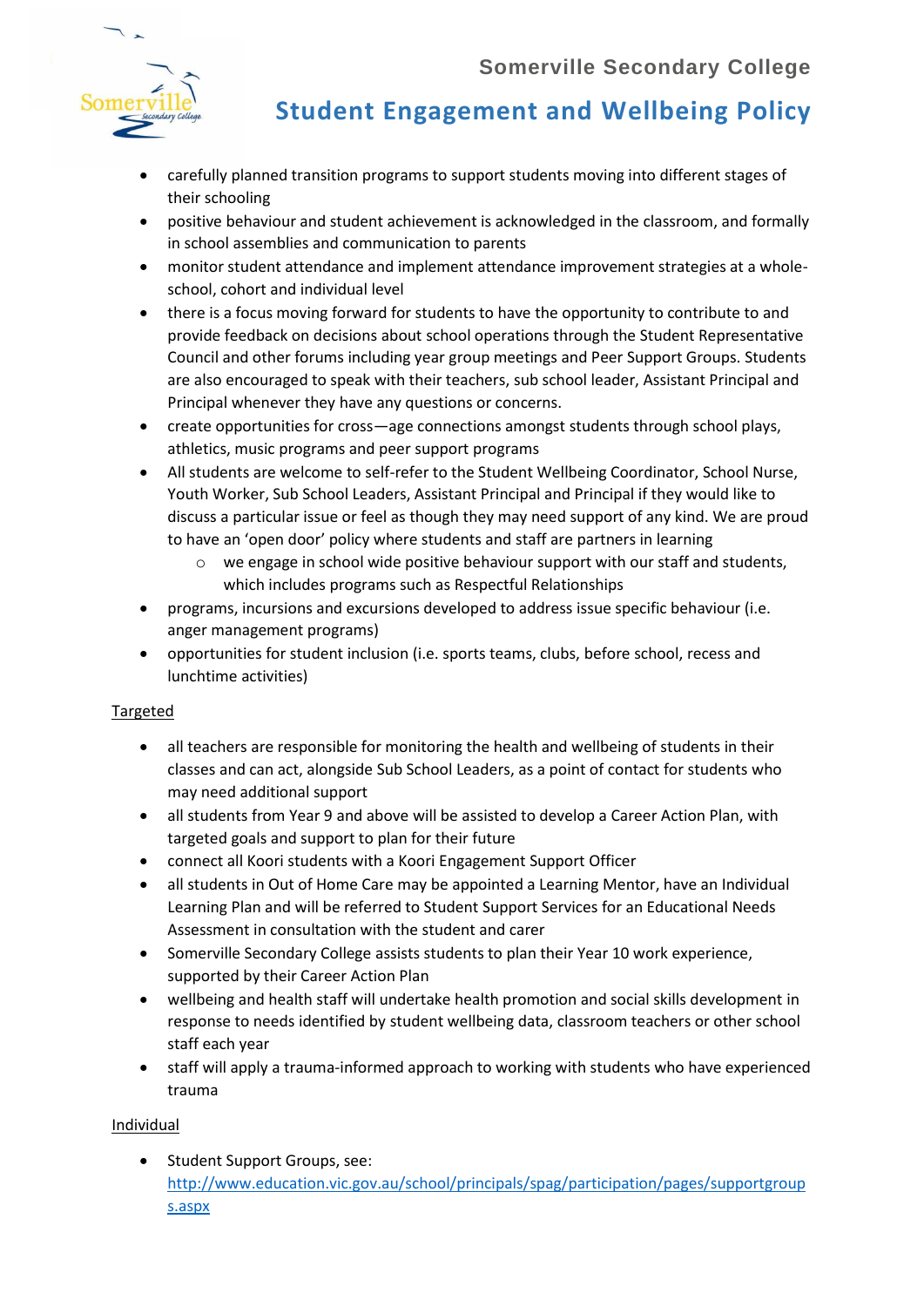- carefully planned transition programs to support students moving into different stages of their schooling
- positive behaviour and student achievement is acknowledged in the classroom, and formally in school assemblies and communication to parents
- monitor student attendance and implement attendance improvement strategies at a whole-school, cohort and individual level
- there is a focus moving forward for students to have the opportunity to contribute to and provide feedback on decisions about school operations through the Student Representative Council and other forums including year group meetings and Peer Support Groups. Students are also encouraged to speak with their teachers, sub school leader, Assistant Principal and Principal whenever they have any questions or concerns.
- create opportunities for cross—age connections amongst students through school plays, athletics, music programs and peer support programs
- All students are welcome to self-refer to the Student Wellbeing Coordinator, School Nurse, Youth Worker, Sub School Leaders, Assistant Principal and Principal if they would like to discuss a particular issue or feel as though they may need support of any kind. We are proud to have an 'open door' policy where students and staff are partners in learning
  - we engage in school wide positive behaviour support with our staff and students, which includes programs such as Respectful Relationships
- programs, incursions and excursions developed to address issue specific behaviour (i.e. anger management programs)
- opportunities for student inclusion (i.e. sports teams, clubs, before school, recess and lunchtime activities)

<u>Targeted</u>

- all teachers are responsible for monitoring the health and wellbeing of students in their classes and can act, alongside Sub School Leaders, as a point of contact for students who may need additional support
- all students from Year 9 and above will be assisted to develop a Career Action Plan, with targeted goals and support to plan for their future
- connect all Koori students with a Koori Engagement Support Officer
- all students in Out of Home Care may be appointed a Learning Mentor, have an Individual Learning Plan and will be referred to Student Support Services for an Educational Needs Assessment in consultation with the student and carer
- Somerville Secondary College assists students to plan their Year 10 work experience, supported by their Career Action Plan
- wellbeing and health staff will undertake health promotion and social skills development in response to needs identified by student wellbeing data, classroom teachers or other school staff each year
- staff will apply a trauma-informed approach to working with students who have experienced trauma

<u>Individual</u>

- Student Support Groups, see: [http://www.education.vic.gov.au/school/principals/spag/participation/pages/supportgroups.aspx](http://www.education.vic.gov.au/school/principals/spag/participation/pages/supportgroups.aspx)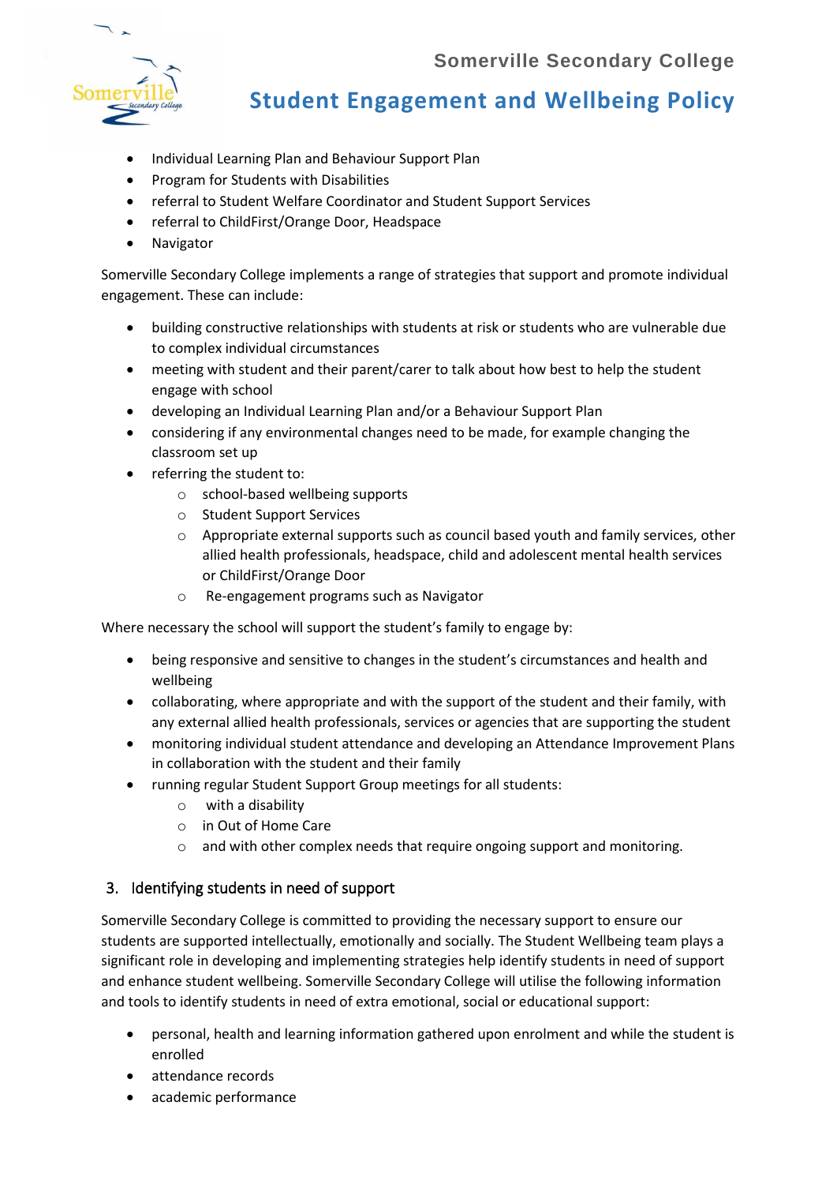- Individual Learning Plan and Behaviour Support Plan
- Program for Students with Disabilities
- referral to Student Welfare Coordinator and Student Support Services
- referral to ChildFirst/Orange Door, Headspace
- Navigator

Somerville Secondary College implements a range of strategies that support and promote individual engagement. These can include:

- building constructive relationships with students at risk or students who are vulnerable due to complex individual circumstances
- meeting with student and their parent/carer to talk about how best to help the student engage with school
- developing an Individual Learning Plan and/or a Behaviour Support Plan
- considering if any environmental changes need to be made, for example changing the classroom set up
- referring the student to:
  - school-based wellbeing supports
  - Student Support Services
  - Appropriate external supports such as council based youth and family services, other allied health professionals, headspace, child and adolescent mental health services or ChildFirst/Orange Door
  - Re-engagement programs such as Navigator

Where necessary the school will support the student's family to engage by:

- being responsive and sensitive to changes in the student's circumstances and health and wellbeing
- collaborating, where appropriate and with the support of the student and their family, with any external allied health professionals, services or agencies that are supporting the student
- monitoring individual student attendance and developing an Attendance Improvement Plans in collaboration with the student and their family
- running regular Student Support Group meetings for all students:
  - with a disability
  - in Out of Home Care
  - and with other complex needs that require ongoing support and monitoring.

## 3. Identifying students in need of support

Somerville Secondary College is committed to providing the necessary support to ensure our students are supported intellectually, emotionally and socially. The Student Wellbeing team plays a significant role in developing and implementing strategies help identify students in need of support and enhance student wellbeing. Somerville Secondary College will utilise the following information and tools to identify students in need of extra emotional, social or educational support:

- personal, health and learning information gathered upon enrolment and while the student is enrolled
- attendance records
- academic performance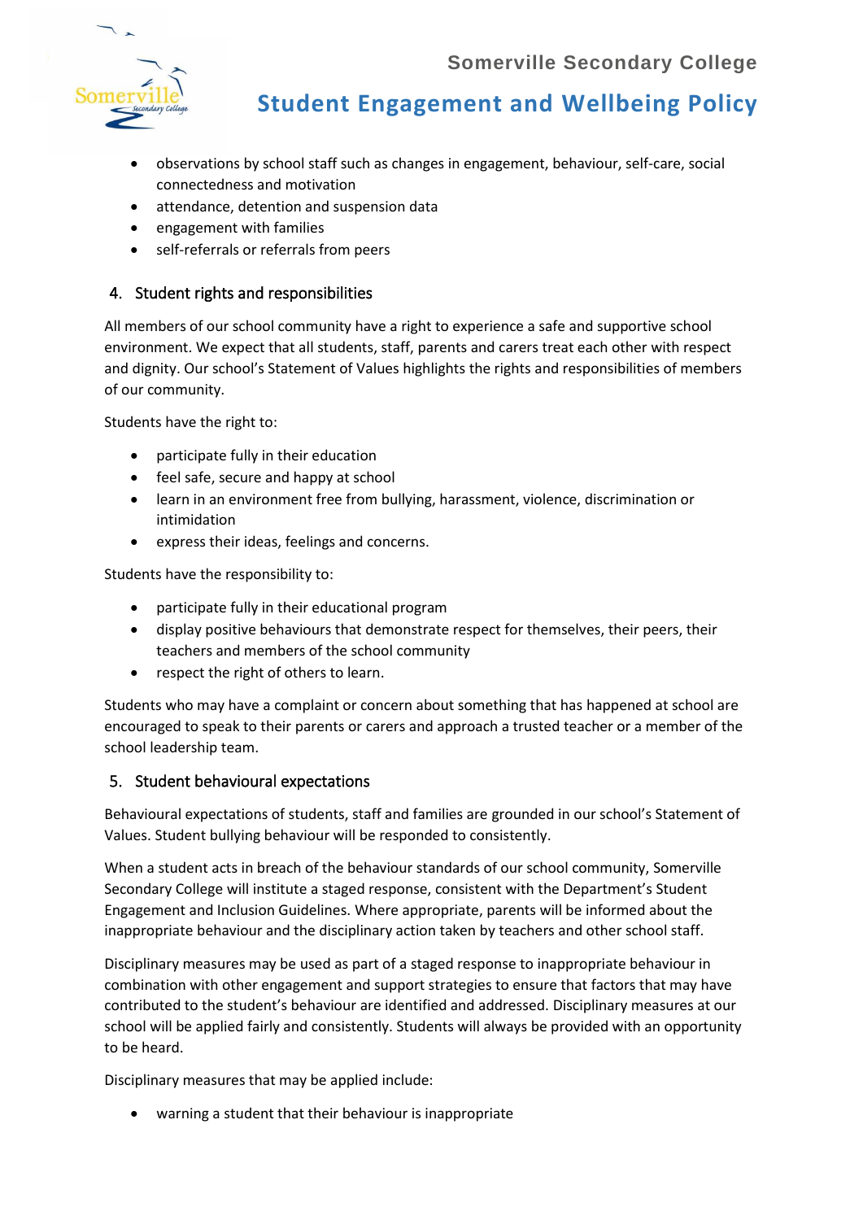- observations by school staff such as changes in engagement, behaviour, self-care, social connectedness and motivation
- attendance, detention and suspension data
- engagement with families
- self-referrals or referrals from peers

## 4. Student rights and responsibilities

All members of our school community have a right to experience a safe and supportive school environment. We expect that all students, staff, parents and carers treat each other with respect and dignity. Our school's Statement of Values highlights the rights and responsibilities of members of our community.

Students have the right to:

- participate fully in their education
- feel safe, secure and happy at school
- learn in an environment free from bullying, harassment, violence, discrimination or intimidation
- express their ideas, feelings and concerns.

Students have the responsibility to:

- participate fully in their educational program
- display positive behaviours that demonstrate respect for themselves, their peers, their teachers and members of the school community
- respect the right of others to learn.

Students who may have a complaint or concern about something that has happened at school are encouraged to speak to their parents or carers and approach a trusted teacher or a member of the school leadership team.

## 5. Student behavioural expectations

Behavioural expectations of students, staff and families are grounded in our school's Statement of Values. Student bullying behaviour will be responded to consistently.

When a student acts in breach of the behaviour standards of our school community, Somerville Secondary College will institute a staged response, consistent with the Department's Student Engagement and Inclusion Guidelines. Where appropriate, parents will be informed about the inappropriate behaviour and the disciplinary action taken by teachers and other school staff.

Disciplinary measures may be used as part of a staged response to inappropriate behaviour in combination with other engagement and support strategies to ensure that factors that may have contributed to the student's behaviour are identified and addressed. Disciplinary measures at our school will be applied fairly and consistently. Students will always be provided with an opportunity to be heard.

Disciplinary measures that may be applied include:

- warning a student that their behaviour is inappropriate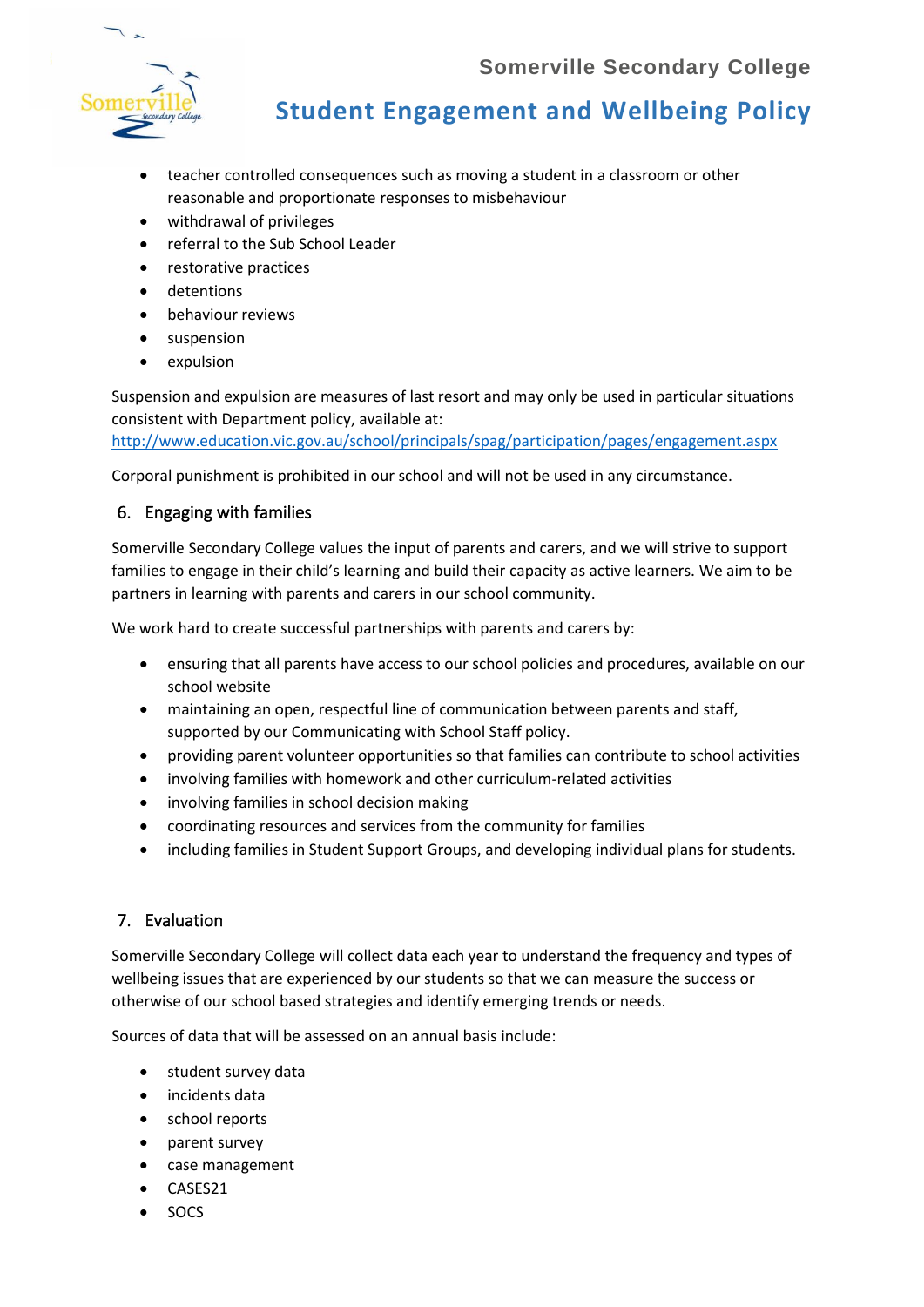- teacher controlled consequences such as moving a student in a classroom or other reasonable and proportionate responses to misbehaviour
- withdrawal of privileges
- referral to the Sub School Leader
- restorative practices
- detentions
- behaviour reviews
- suspension
- expulsion

Suspension and expulsion are measures of last resort and may only be used in particular situations consistent with Department policy, available at: http://www.education.vic.gov.au/school/principals/spag/participation/pages/engagement.aspx

Corporal punishment is prohibited in our school and will not be used in any circumstance.

## 6. Engaging with families

Somerville Secondary College values the input of parents and carers, and we will strive to support families to engage in their child's learning and build their capacity as active learners. We aim to be partners in learning with parents and carers in our school community.

We work hard to create successful partnerships with parents and carers by:

- ensuring that all parents have access to our school policies and procedures, available on our school website
- maintaining an open, respectful line of communication between parents and staff, supported by our Communicating with School Staff policy.
- providing parent volunteer opportunities so that families can contribute to school activities
- involving families with homework and other curriculum-related activities
- involving families in school decision making
- coordinating resources and services from the community for families
- including families in Student Support Groups, and developing individual plans for students.

## 7. Evaluation

Somerville Secondary College will collect data each year to understand the frequency and types of wellbeing issues that are experienced by our students so that we can measure the success or otherwise of our school based strategies and identify emerging trends or needs.

Sources of data that will be assessed on an annual basis include:

- student survey data
- incidents data
- school reports
- parent survey
- case management
- CASES21
- SOCS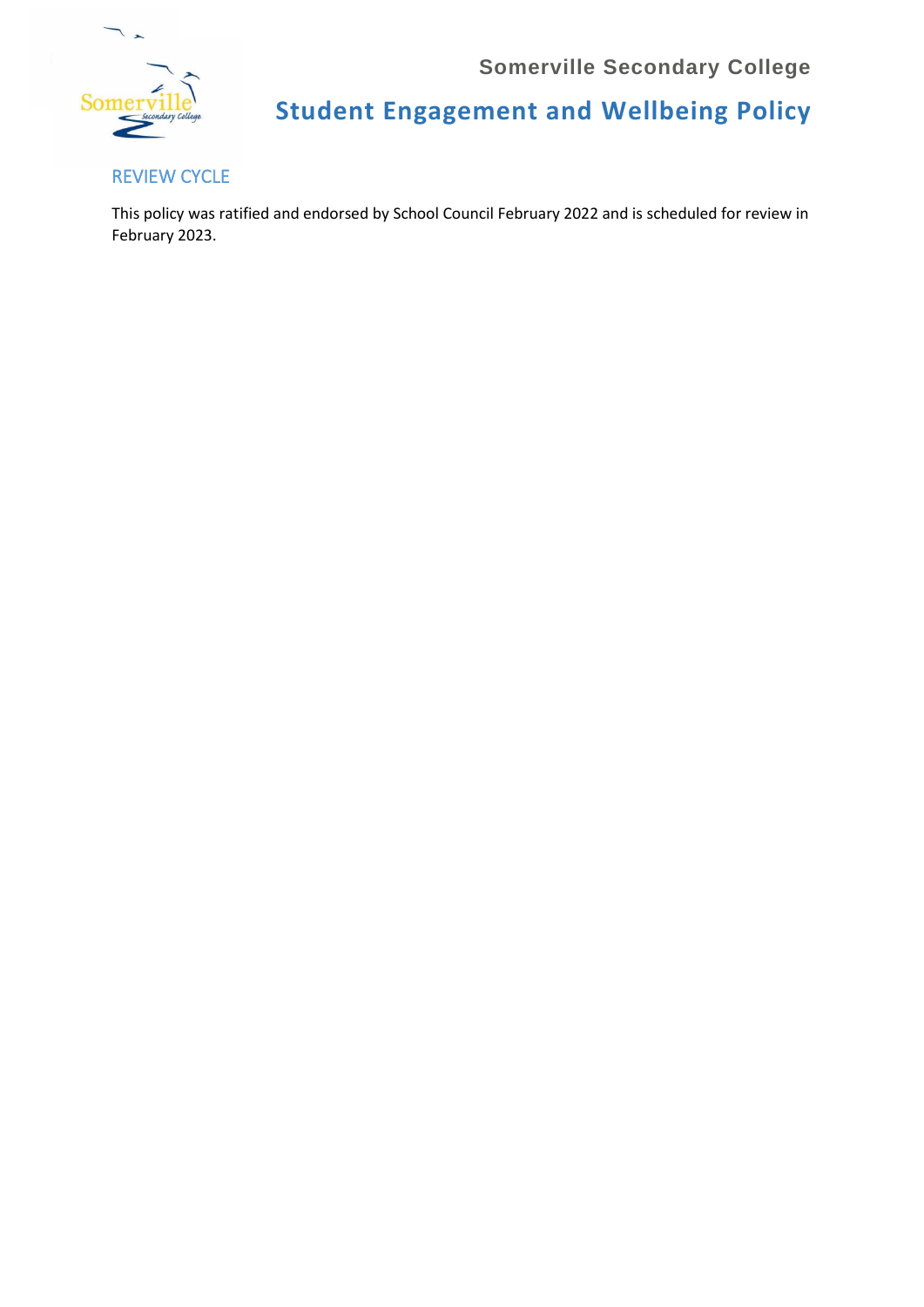## REVIEW CYCLE

This policy was ratified and endorsed by School Council February 2022 and is scheduled for review in February 2023.